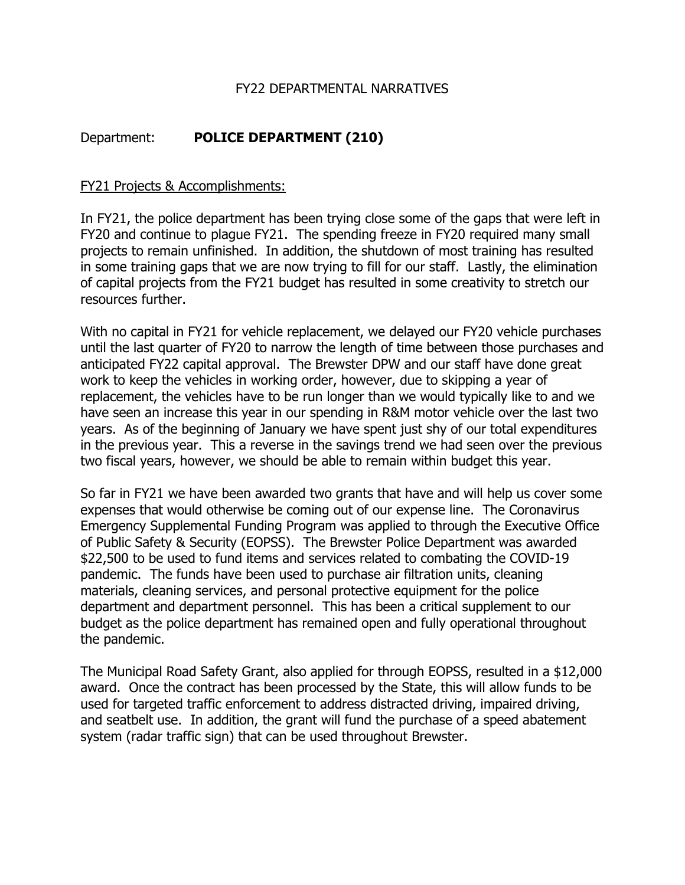FY22 DEPARTMENTAL NARRATIVES

Department: **POLICE DEPARTMENT (210)**

FY21 Projects & Accomplishments:

In FY21, the police department has been trying close some of the gaps that were left in FY20 and continue to plague FY21. The spending freeze in FY20 required many small projects to remain unfinished. In addition, the shutdown of most training has resulted in some training gaps that we are now trying to fill for our staff. Lastly, the elimination of capital projects from the FY21 budget has resulted in some creativity to stretch our resources further.

With no capital in FY21 for vehicle replacement, we delayed our FY20 vehicle purchases until the last quarter of FY20 to narrow the length of time between those purchases and anticipated FY22 capital approval. The Brewster DPW and our staff have done great work to keep the vehicles in working order, however, due to skipping a year of replacement, the vehicles have to be run longer than we would typically like to and we have seen an increase this year in our spending in R&M motor vehicle over the last two years. As of the beginning of January we have spent just shy of our total expenditures in the previous year. This a reverse in the savings trend we had seen over the previous two fiscal years, however, we should be able to remain within budget this year.

So far in FY21 we have been awarded two grants that have and will help us cover some expenses that would otherwise be coming out of our expense line. The Coronavirus Emergency Supplemental Funding Program was applied to through the Executive Office of Public Safety & Security (EOPSS). The Brewster Police Department was awarded $22,500 to be used to fund items and services related to combating the COVID-19 pandemic. The funds have been used to purchase air filtration units, cleaning materials, cleaning services, and personal protective equipment for the police department and department personnel. This has been a critical supplement to our budget as the police department has remained open and fully operational throughout the pandemic.

The Municipal Road Safety Grant, also applied for through EOPSS, resulted in a $12,000 award. Once the contract has been processed by the State, this will allow funds to be used for targeted traffic enforcement to address distracted driving, impaired driving, and seatbelt use. In addition, the grant will fund the purchase of a speed abatement system (radar traffic sign) that can be used throughout Brewster.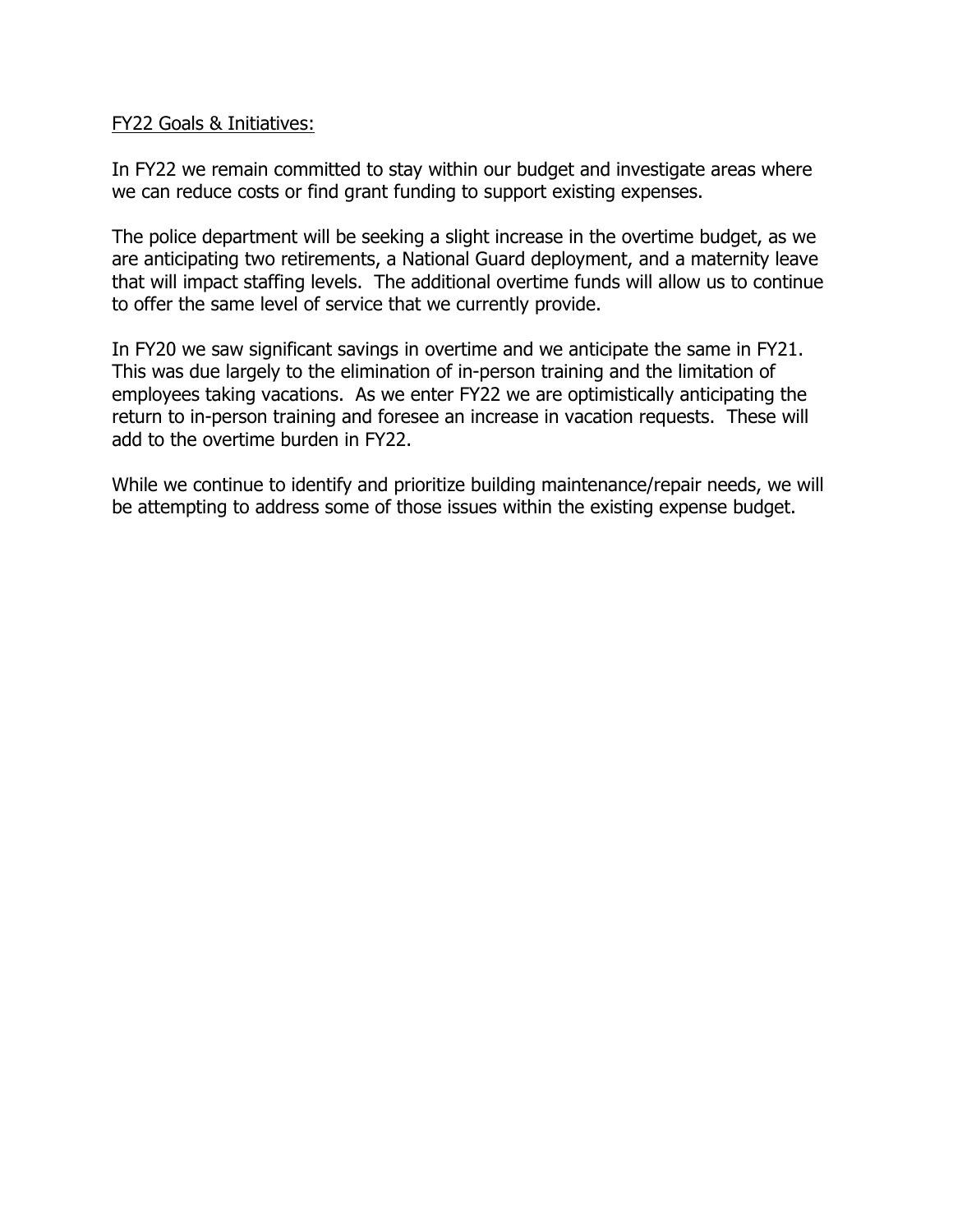FY22 Goals & Initiatives:

In FY22 we remain committed to stay within our budget and investigate areas where we can reduce costs or find grant funding to support existing expenses.

The police department will be seeking a slight increase in the overtime budget, as we are anticipating two retirements, a National Guard deployment, and a maternity leave that will impact staffing levels. The additional overtime funds will allow us to continue to offer the same level of service that we currently provide.

In FY20 we saw significant savings in overtime and we anticipate the same in FY21. This was due largely to the elimination of in-person training and the limitation of employees taking vacations. As we enter FY22 we are optimistically anticipating the return to in-person training and foresee an increase in vacation requests. These will add to the overtime burden in FY22.

While we continue to identify and prioritize building maintenance/repair needs, we will be attempting to address some of those issues within the existing expense budget.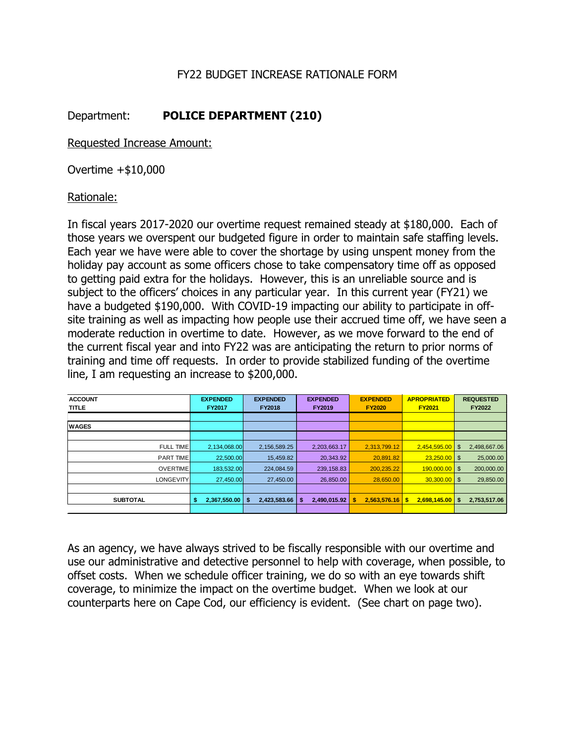# FY22 BUDGET INCREASE RATIONALE FORM

Department: **POLICE DEPARTMENT (210)**

Requested Increase Amount:

Overtime +$10,000

Rationale:

In fiscal years 2017-2020 our overtime request remained steady at $180,000. Each of those years we overspent our budgeted figure in order to maintain safe staffing levels. Each year we have were able to cover the shortage by using unspent money from the holiday pay account as some officers chose to take compensatory time off as opposed to getting paid extra for the holidays. However, this is an unreliable source and is subject to the officers' choices in any particular year. In this current year (FY21) we have a budgeted $190,000. With COVID-19 impacting our ability to participate in off-site training as well as impacting how people use their accrued time off, we have seen a moderate reduction in overtime to date. However, as we move forward to the end of the current fiscal year and into FY22 was are anticipating the return to prior norms of training and time off requests. In order to provide stabilized funding of the overtime line, I am requesting an increase to $200,000.

| ACCOUNT TITLE | EXPENDED FY2017 | EXPENDED FY2018 | EXPENDED FY2019 | EXPENDED FY2020 | APROPRIATED FY2021 | REQUESTED FY2022 |
|---|---|---|---|---|---|---|
| WAGES | | | | | | |
| FULL TIME | 2,134,068.00 | 2,156,589.25 | 2,203,663.17 | 2,313,799.12 | 2,454,595.00 | $ 2,498,667.06 |
| PART TIME | 22,500.00 | 15,459.82 | 20,343.92 | 20,891.82 | 23,250.00 | $ 25,000.00 |
| OVERTIME | 183,532.00 | 224,084.59 | 239,158.83 | 200,235.22 | 190,000.00 | $ 200,000.00 |
| LONGEVITY | 27,450.00 | 27,450.00 | 26,850.00 | 28,650.00 | 30,300.00 | $ 29,850.00 |
| **SUBTOTAL** | **$ 2,367,550.00** | **$ 2,423,583.66** | **$ 2,490,015.92** | **$ 2,563,576.16** | **$ 2,698,145.00** | **$ 2,753,517.06** |

As an agency, we have always strived to be fiscally responsible with our overtime and use our administrative and detective personnel to help with coverage, when possible, to offset costs. When we schedule officer training, we do so with an eye towards shift coverage, to minimize the impact on the overtime budget. When we look at our counterparts here on Cape Cod, our efficiency is evident. (See chart on page two).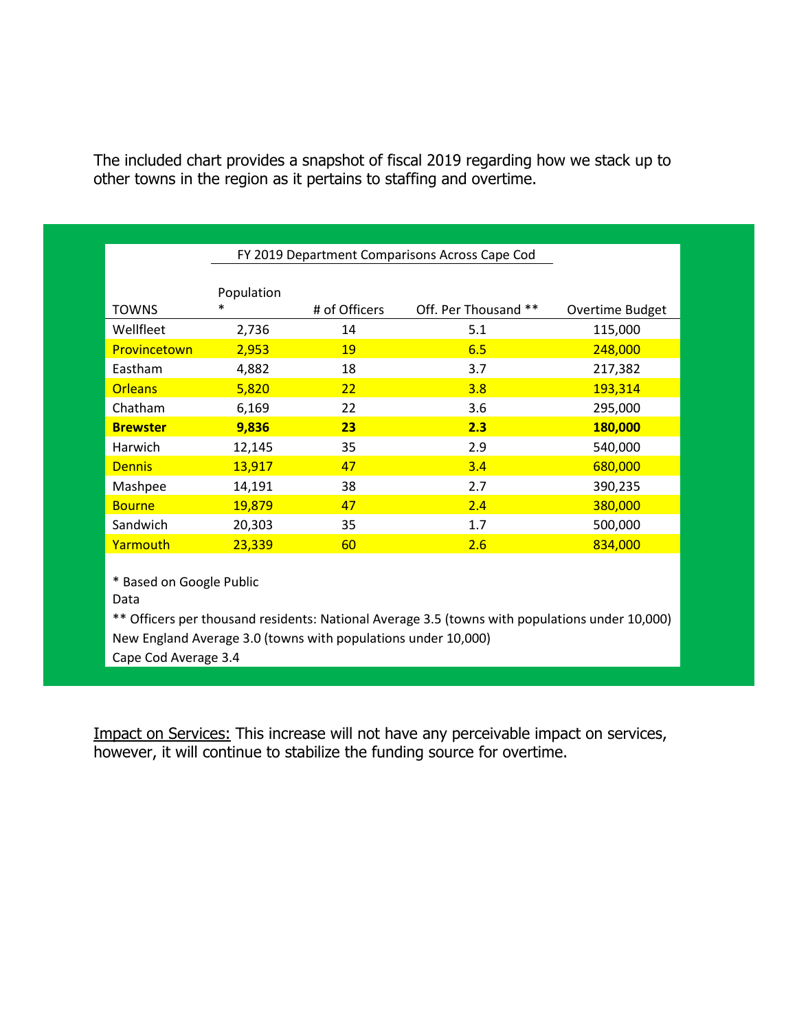The included chart provides a snapshot of fiscal 2019 regarding how we stack up to other towns in the region as it pertains to staffing and overtime.

FY 2019 Department Comparisons Across Cape Cod

| TOWNS | Population * | # of Officers | Off. Per Thousand ** | Overtime Budget |
|---|---|---|---|---|
| Wellfleet | 2,736 | 14 | 5.1 | 115,000 |
| Provincetown | 2,953 | 19 | 6.5 | 248,000 |
| Eastham | 4,882 | 18 | 3.7 | 217,382 |
| Orleans | 5,820 | 22 | 3.8 | 193,314 |
| Chatham | 6,169 | 22 | 3.6 | 295,000 |
| **Brewster** | **9,836** | **23** | **2.3** | **180,000** |
| Harwich | 12,145 | 35 | 2.9 | 540,000 |
| Dennis | 13,917 | 47 | 3.4 | 680,000 |
| Mashpee | 14,191 | 38 | 2.7 | 390,235 |
| Bourne | 19,879 | 47 | 2.4 | 380,000 |
| Sandwich | 20,303 | 35 | 1.7 | 500,000 |
| Yarmouth | 23,339 | 60 | 2.6 | 834,000 |

* Based on Google Public Data

** Officers per thousand residents: National Average 3.5 (towns with populations under 10,000)
New England Average 3.0 (towns with populations under 10,000)
Cape Cod Average 3.4

<u>Impact on Services:</u> This increase will not have any perceivable impact on services, however, it will continue to stabilize the funding source for overtime.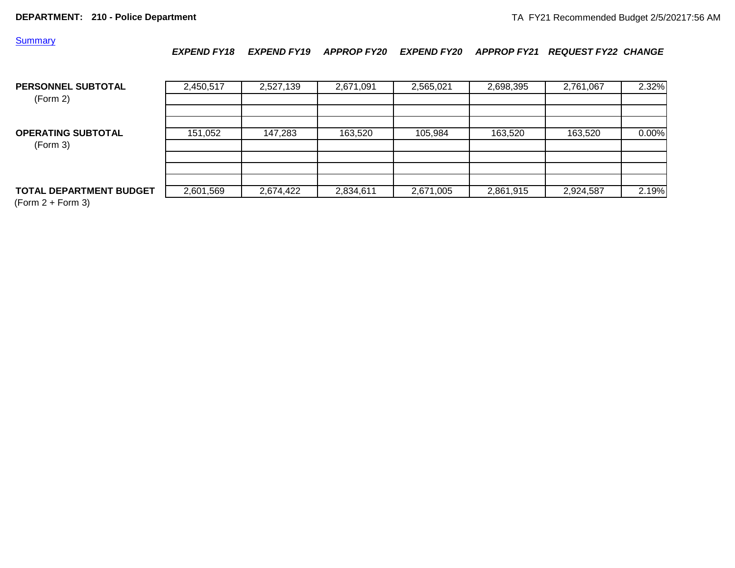**DEPARTMENT: 210 - Police Department**

TA FY21 Recommended Budget 2/5/20217:56 AM

Summary

| | *EXPEND FY18* | *EXPEND FY19* | *APPROP FY20* | *EXPEND FY20* | *APPROP FY21* | *REQUEST FY22* | *CHANGE* |
|---|---|---|---|---|---|---|---|
| **PERSONNEL SUBTOTAL** (Form 2) | 2,450,517 | 2,527,139 | 2,671,091 | 2,565,021 | 2,698,395 | 2,761,067 | 2.32% |
| **OPERATING SUBTOTAL** (Form 3) | 151,052 | 147,283 | 163,520 | 105,984 | 163,520 | 163,520 | 0.00% |
| **TOTAL DEPARTMENT BUDGET** (Form 2 + Form 3) | 2,601,569 | 2,674,422 | 2,834,611 | 2,671,005 | 2,861,915 | 2,924,587 | 2.19% |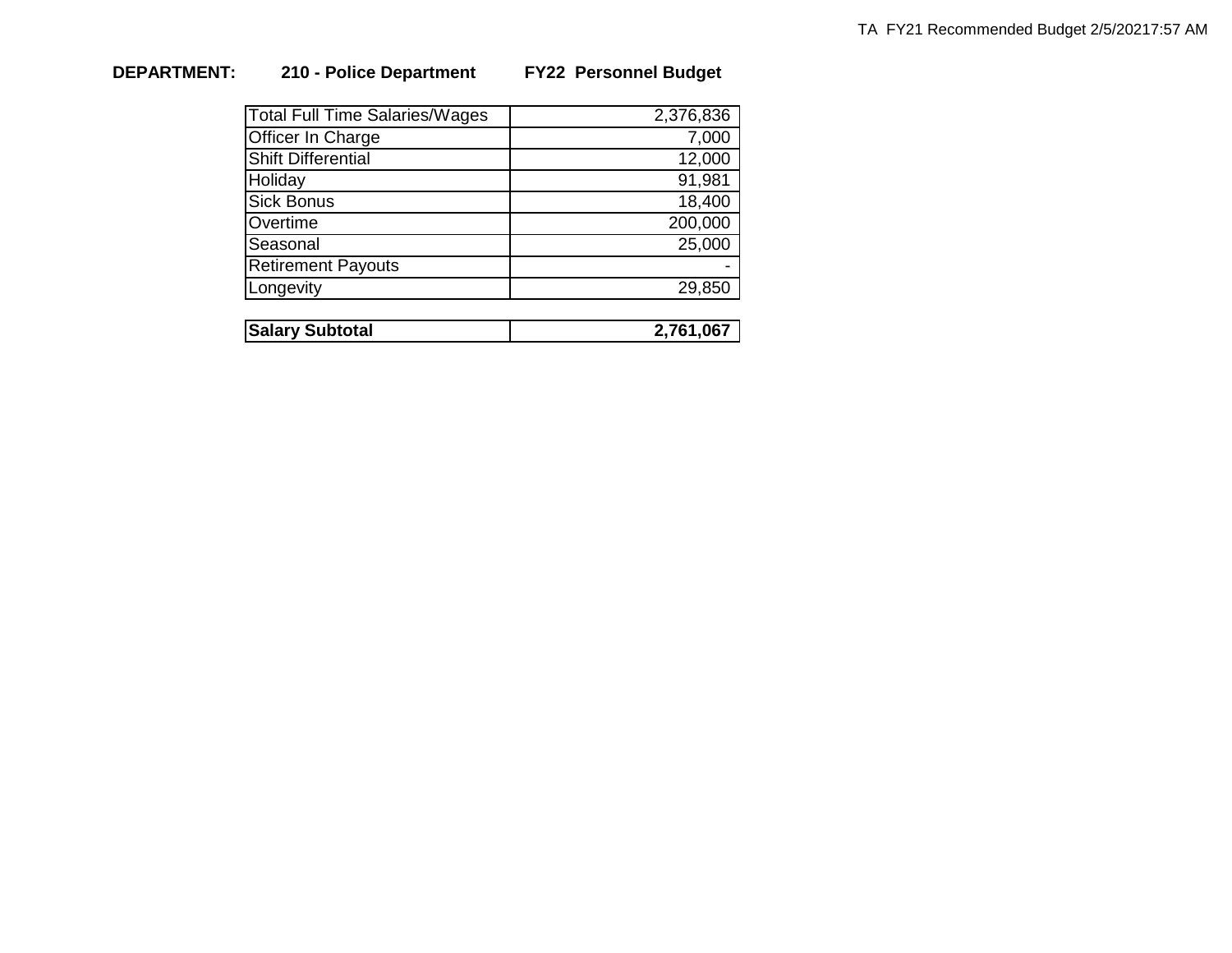**DEPARTMENT: 210 - Police Department FY22 Personnel Budget**

| | |
|---|---:|
| Total Full Time Salaries/Wages | 2,376,836 |
| Officer In Charge | 7,000 |
| Shift Differential | 12,000 |
| Holiday | 91,981 |
| Sick Bonus | 18,400 |
| Overtime | 200,000 |
| Seasonal | 25,000 |
| Retirement Payouts | - |
| Longevity | 29,850 |

| | |
|---|---:|
| **Salary Subtotal** | **2,761,067** |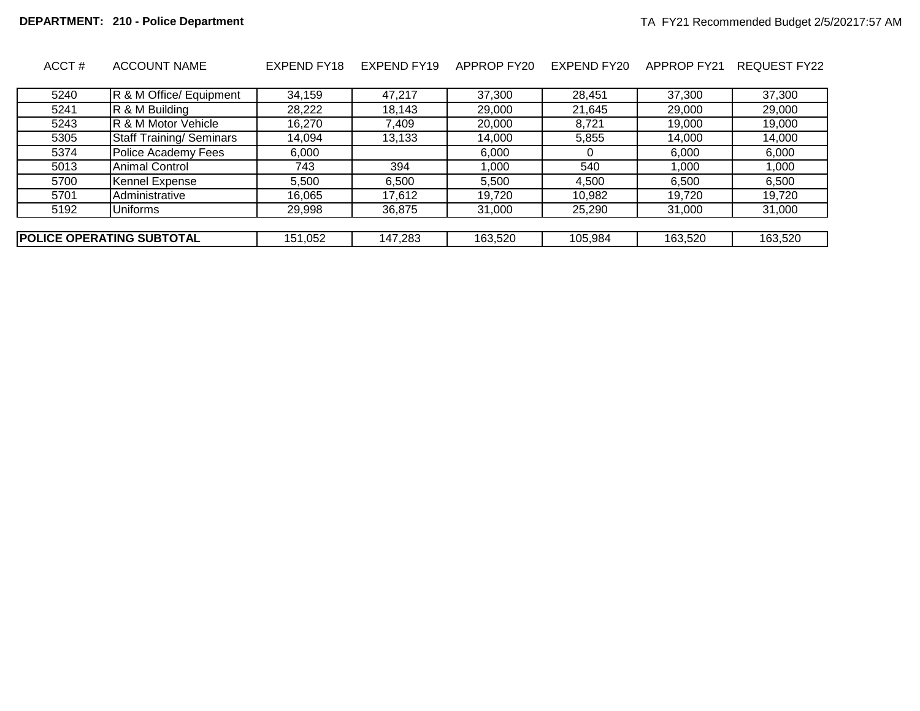**DEPARTMENT: 210 - Police Department**

TA FY21 Recommended Budget 2/5/20217:57 AM

| ACCT # | ACCOUNT NAME | EXPEND FY18 | EXPEND FY19 | APPROP FY20 | EXPEND FY20 | APPROP FY21 | REQUEST FY22 |
|---|---|---|---|---|---|---|---|
| 5240 | R & M Office/ Equipment | 34,159 | 47,217 | 37,300 | 28,451 | 37,300 | 37,300 |
| 5241 | R & M Building | 28,222 | 18,143 | 29,000 | 21,645 | 29,000 | 29,000 |
| 5243 | R & M Motor Vehicle | 16,270 | 7,409 | 20,000 | 8,721 | 19,000 | 19,000 |
| 5305 | Staff Training/ Seminars | 14,094 | 13,133 | 14,000 | 5,855 | 14,000 | 14,000 |
| 5374 | Police Academy Fees | 6,000 | | 6,000 | 0 | 6,000 | 6,000 |
| 5013 | Animal Control | 743 | 394 | 1,000 | 540 | 1,000 | 1,000 |
| 5700 | Kennel Expense | 5,500 | 6,500 | 5,500 | 4,500 | 6,500 | 6,500 |
| 5701 | Administrative | 16,065 | 17,612 | 19,720 | 10,982 | 19,720 | 19,720 |
| 5192 | Uniforms | 29,998 | 36,875 | 31,000 | 25,290 | 31,000 | 31,000 |
| **POLICE OPERATING SUBTOTAL** | | 151,052 | 147,283 | 163,520 | 105,984 | 163,520 | 163,520 |